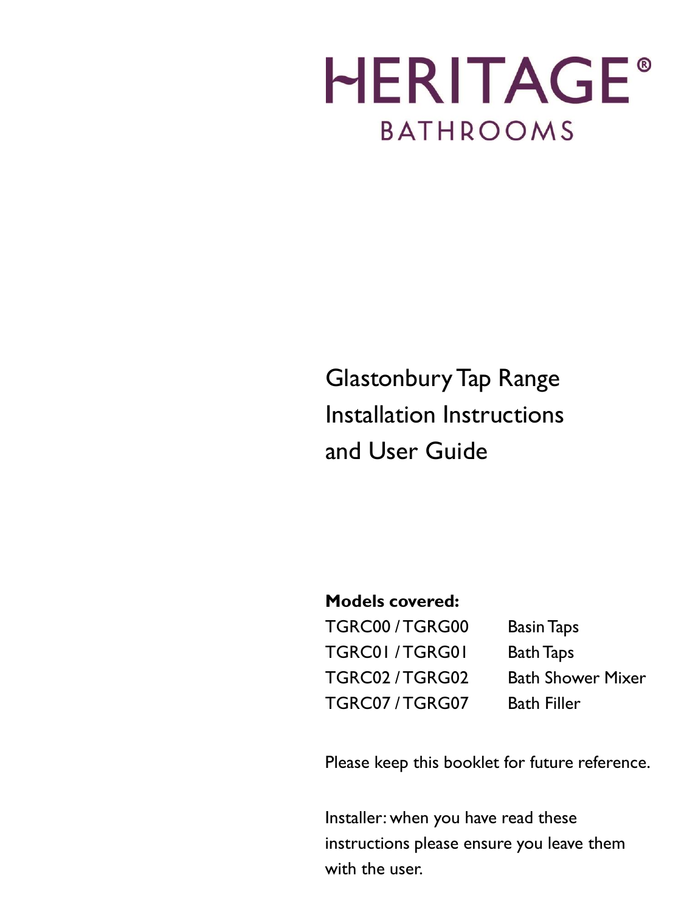# HERITAGE®

## BATHROOMS

# Glastonbury Tap Range Installation Instructions and User Guide

**Models covered:**

| | |
|---|---|
| TGRC00 / TGRG00 | Basin Taps |
| TGRC01 / TGRG01 | Bath Taps |
| TGRC02 / TGRG02 | Bath Shower Mixer |
| TGRC07 / TGRG07 | Bath Filler |

Please keep this booklet for future reference.

Installer: when you have read these instructions please ensure you leave them with the user.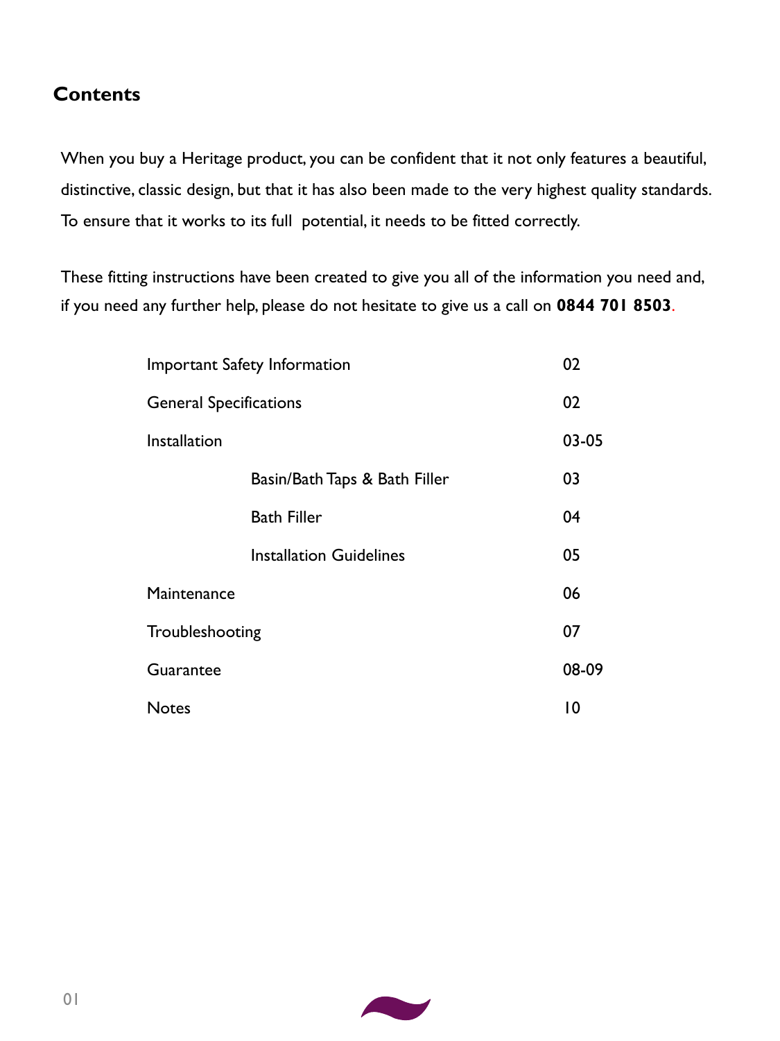## Contents

When you buy a Heritage product, you can be confident that it not only features a beautiful, distinctive, classic design, but that it has also been made to the very highest quality standards. To ensure that it works to its full potential, it needs to be fitted correctly.

These fitting instructions have been created to give you all of the information you need and, if you need any further help, please do not hesitate to give us a call on **0844 701 8503**.

| | |
|---|---|
| Important Safety Information | 02 |
| General Specifications | 02 |
| Installation | 03-05 |
| Basin/Bath Taps & Bath Filler | 03 |
| Bath Filler | 04 |
| Installation Guidelines | 05 |
| Maintenance | 06 |
| Troubleshooting | 07 |
| Guarantee | 08-09 |
| Notes | 10 |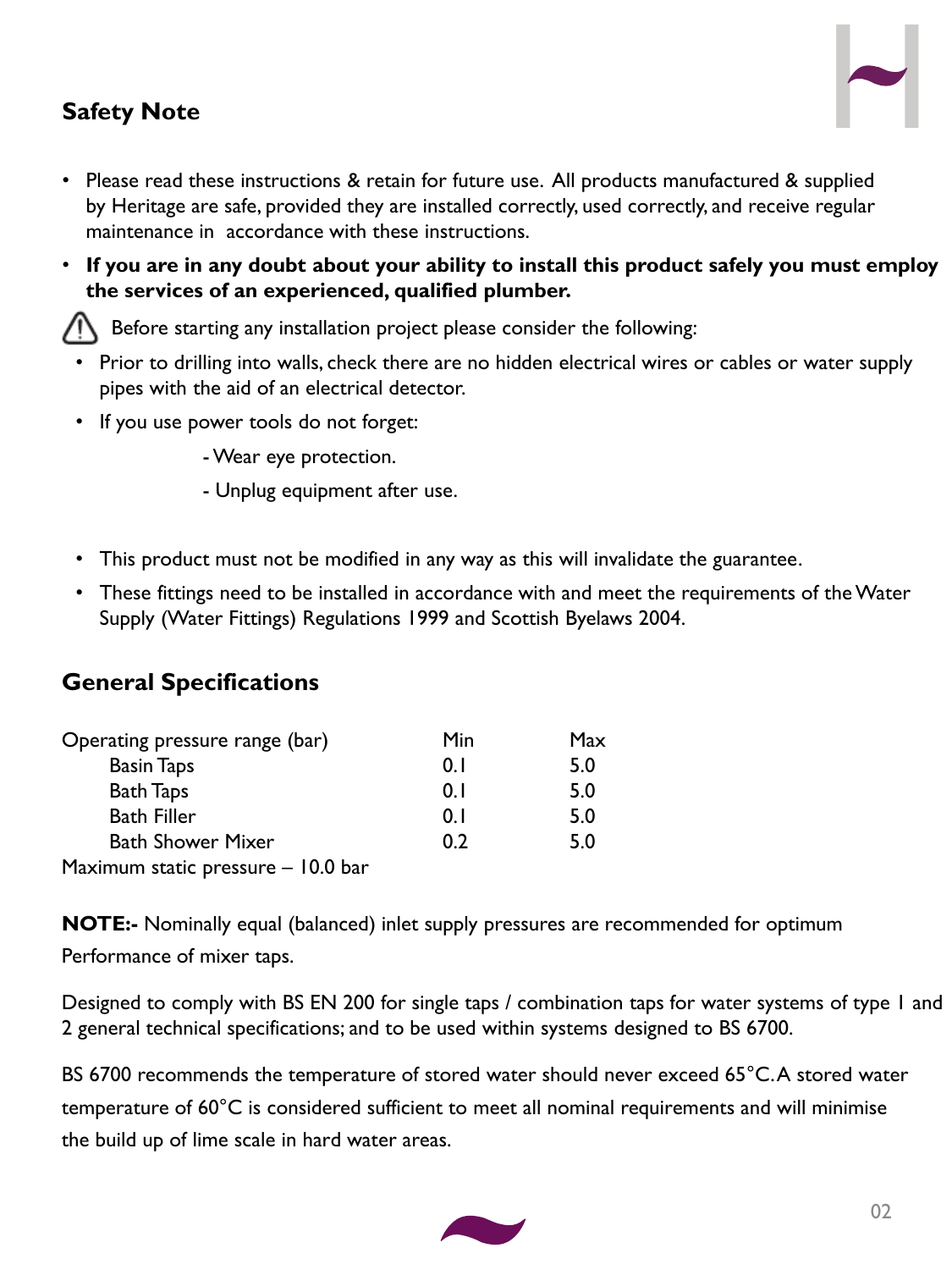## Safety Note

- Please read these instructions & retain for future use. All products manufactured & supplied by Heritage are safe, provided they are installed correctly, used correctly, and receive regular maintenance in accordance with these instructions.
- **If you are in any doubt about your ability to install this product safely you must employ the services of an experienced, qualified plumber.**

⚠ Before starting any installation project please consider the following:

- Prior to drilling into walls, check there are no hidden electrical wires or cables or water supply pipes with the aid of an electrical detector.
- If you use power tools do not forget:
  - Wear eye protection.
  - Unplug equipment after use.
- This product must not be modified in any way as this will invalidate the guarantee.
- These fittings need to be installed in accordance with and meet the requirements of the Water Supply (Water Fittings) Regulations 1999 and Scottish Byelaws 2004.

## General Specifications

| Operating pressure range (bar) | Min | Max |
|---|---|---|
| Basin Taps | 0.1 | 5.0 |
| Bath Taps | 0.1 | 5.0 |
| Bath Filler | 0.1 | 5.0 |
| Bath Shower Mixer | 0.2 | 5.0 |

Maximum static pressure – 10.0 bar

**NOTE:-** Nominally equal (balanced) inlet supply pressures are recommended for optimum Performance of mixer taps.

Designed to comply with BS EN 200 for single taps / combination taps for water systems of type 1 and 2 general technical specifications; and to be used within systems designed to BS 6700.

BS 6700 recommends the temperature of stored water should never exceed 65°C. A stored water temperature of 60°C is considered sufficient to meet all nominal requirements and will minimise the build up of lime scale in hard water areas.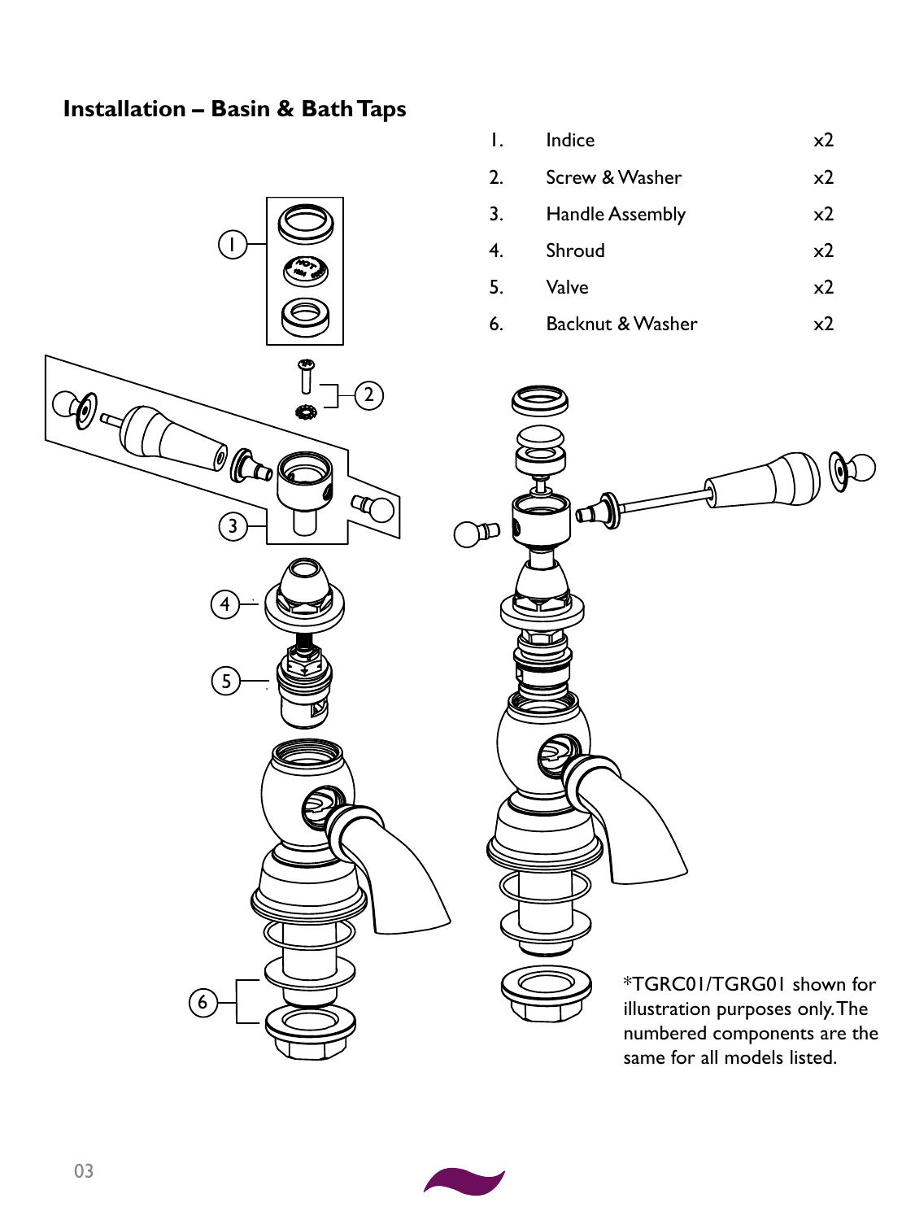## Installation – Basin & Bath Taps

| | | |
|---|---|---|
| 1. | Indice | x2 |
| 2. | Screw & Washer | x2 |
| 3. | Handle Assembly | x2 |
| 4. | Shroud | x2 |
| 5. | Valve | x2 |
| 6. | Backnut & Washer | x2 |

*TGRC01/TGRG01 shown for illustration purposes only. The numbered components are the same for all models listed.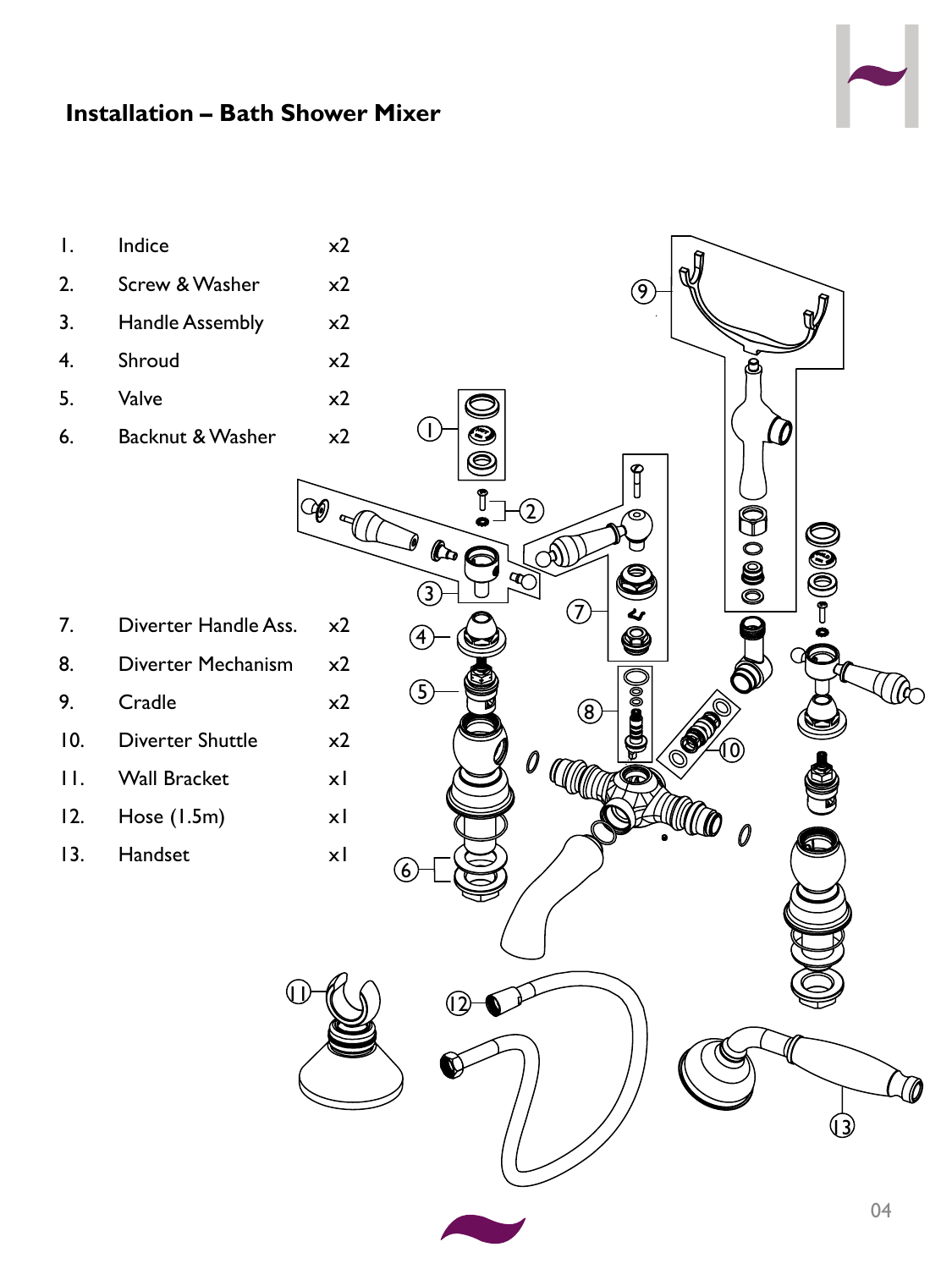## Installation – Bath Shower Mixer

| | | |
|---|---|---|
| 1. | Indice | x2 |
| 2. | Screw & Washer | x2 |
| 3. | Handle Assembly | x2 |
| 4. | Shroud | x2 |
| 5. | Valve | x2 |
| 6. | Backnut & Washer | x2 |
| 7. | Diverter Handle Ass. | x2 |
| 8. | Diverter Mechanism | x2 |
| 9. | Cradle | x2 |
| 10. | Diverter Shuttle | x2 |
| 11. | Wall Bracket | x1 |
| 12. | Hose (1.5m) | x1 |
| 13. | Handset | x1 |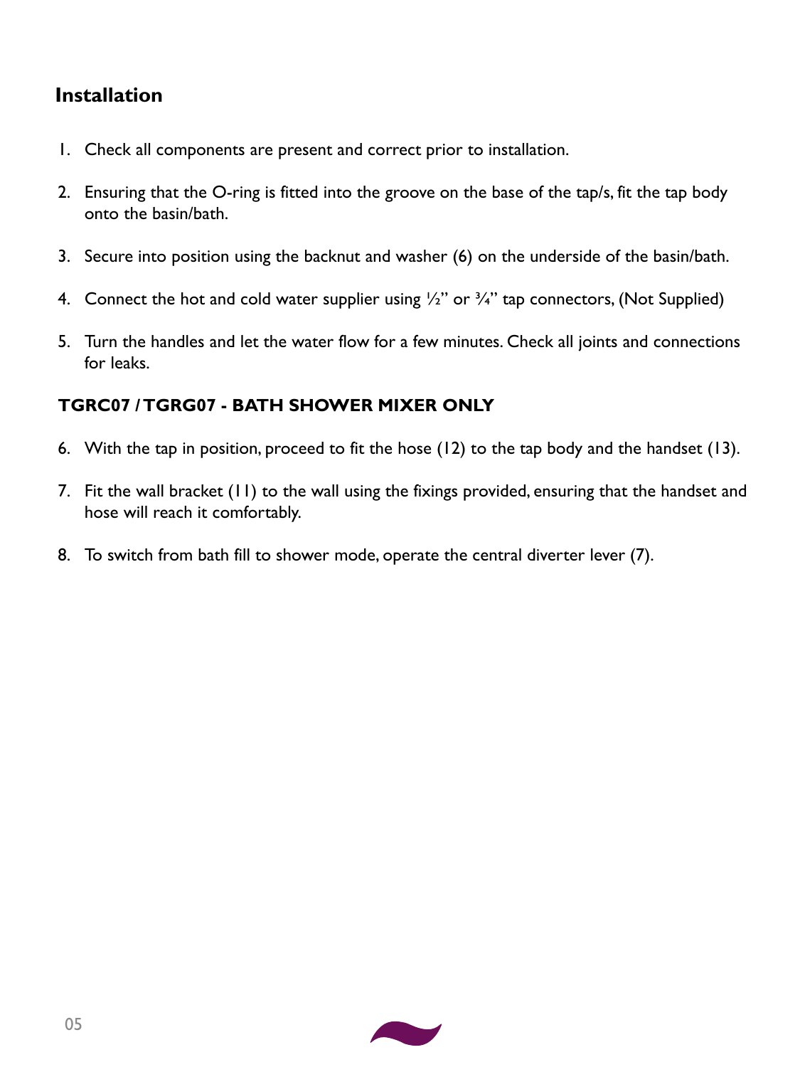## Installation

1. Check all components are present and correct prior to installation.

2. Ensuring that the O-ring is fitted into the groove on the base of the tap/s, fit the tap body onto the basin/bath.

3. Secure into position using the backnut and washer (6) on the underside of the basin/bath.

4. Connect the hot and cold water supplier using ½" or ¾" tap connectors, (Not Supplied)

5. Turn the handles and let the water flow for a few minutes. Check all joints and connections for leaks.

### TGRC07 / TGRG07 - BATH SHOWER MIXER ONLY

6. With the tap in position, proceed to fit the hose (12) to the tap body and the handset (13).

7. Fit the wall bracket (11) to the wall using the fixings provided, ensuring that the handset and hose will reach it comfortably.

8. To switch from bath fill to shower mode, operate the central diverter lever (7).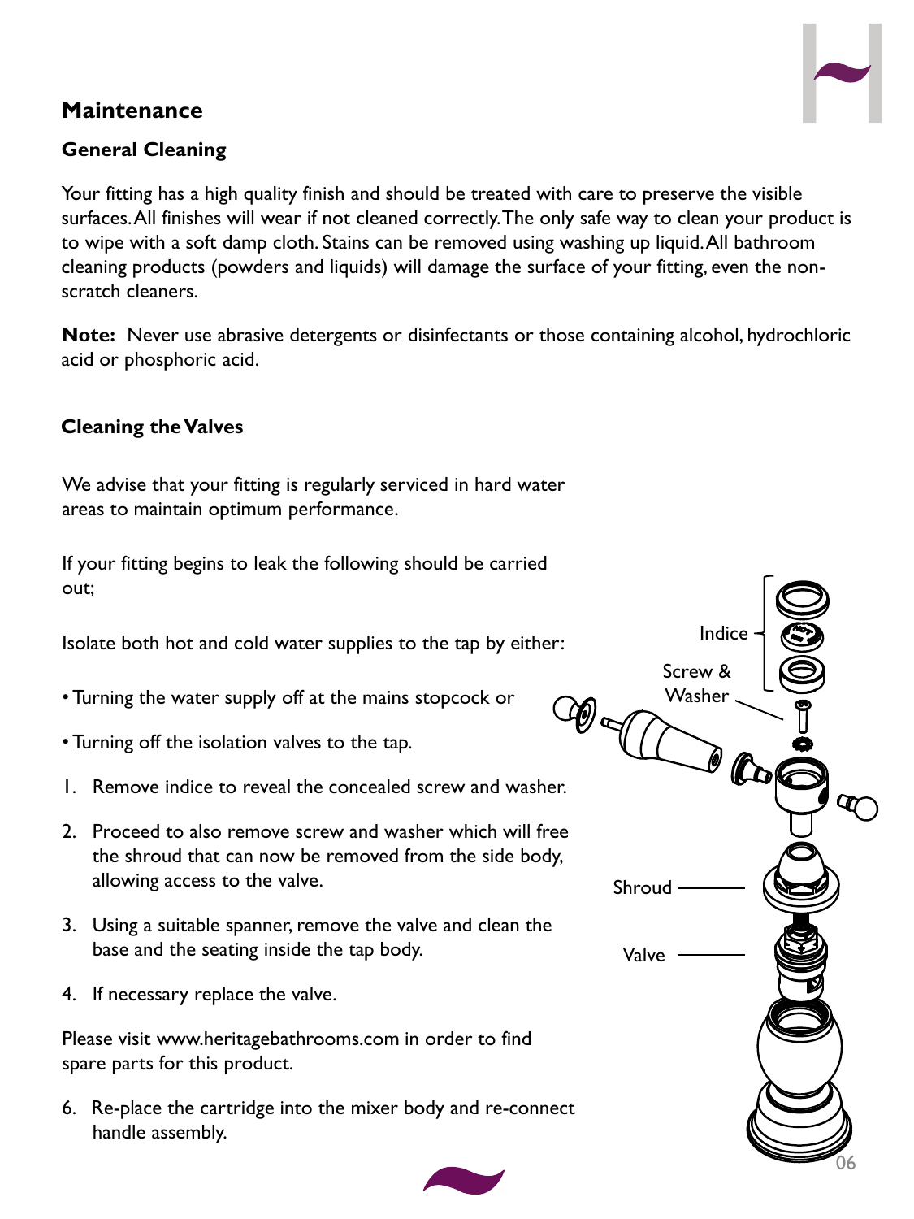## Maintenance

### General Cleaning

Your fitting has a high quality finish and should be treated with care to preserve the visible surfaces. All finishes will wear if not cleaned correctly. The only safe way to clean your product is to wipe with a soft damp cloth. Stains can be removed using washing up liquid. All bathroom cleaning products (powders and liquids) will damage the surface of your fitting, even the non-scratch cleaners.

**Note:** Never use abrasive detergents or disinfectants or those containing alcohol, hydrochloric acid or phosphoric acid.

### Cleaning the Valves

We advise that your fitting is regularly serviced in hard water areas to maintain optimum performance.

If your fitting begins to leak the following should be carried out;

Isolate both hot and cold water supplies to the tap by either:

- Turning the water supply off at the mains stopcock or
- Turning off the isolation valves to the tap.

1. Remove indice to reveal the concealed screw and washer.
2. Proceed to also remove screw and washer which will free the shroud that can now be removed from the side body, allowing access to the valve.
3. Using a suitable spanner, remove the valve and clean the base and the seating inside the tap body.
4. If necessary replace the valve.

Please visit www.heritagebathrooms.com in order to find spare parts for this product.

6. Re-place the cartridge into the mixer body and re-connect handle assembly.

Indice

Screw & Washer

Shroud

Valve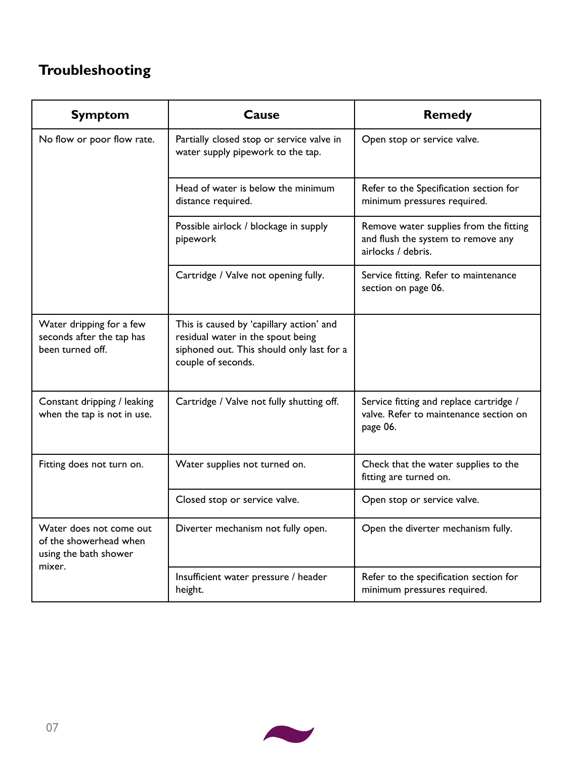## Troubleshooting

| Symptom | Cause | Remedy |
|---|---|---|
| No flow or poor flow rate. | Partially closed stop or service valve in water supply pipework to the tap. | Open stop or service valve. |
| | Head of water is below the minimum distance required. | Refer to the Specification section for minimum pressures required. |
| | Possible airlock / blockage in supply pipework | Remove water supplies from the fitting and flush the system to remove any airlocks / debris. |
| | Cartridge / Valve not opening fully. | Service fitting. Refer to maintenance section on page 06. |
| Water dripping for a few seconds after the tap has been turned off. | This is caused by 'capillary action' and residual water in the spout being siphoned out. This should only last for a couple of seconds. | |
| Constant dripping / leaking when the tap is not in use. | Cartridge / Valve not fully shutting off. | Service fitting and replace cartridge / valve. Refer to maintenance section on page 06. |
| Fitting does not turn on. | Water supplies not turned on. | Check that the water supplies to the fitting are turned on. |
| | Closed stop or service valve. | Open stop or service valve. |
| Water does not come out of the showerhead when using the bath shower mixer. | Diverter mechanism not fully open. | Open the diverter mechanism fully. |
| | Insufficient water pressure / header height. | Refer to the specification section for minimum pressures required. |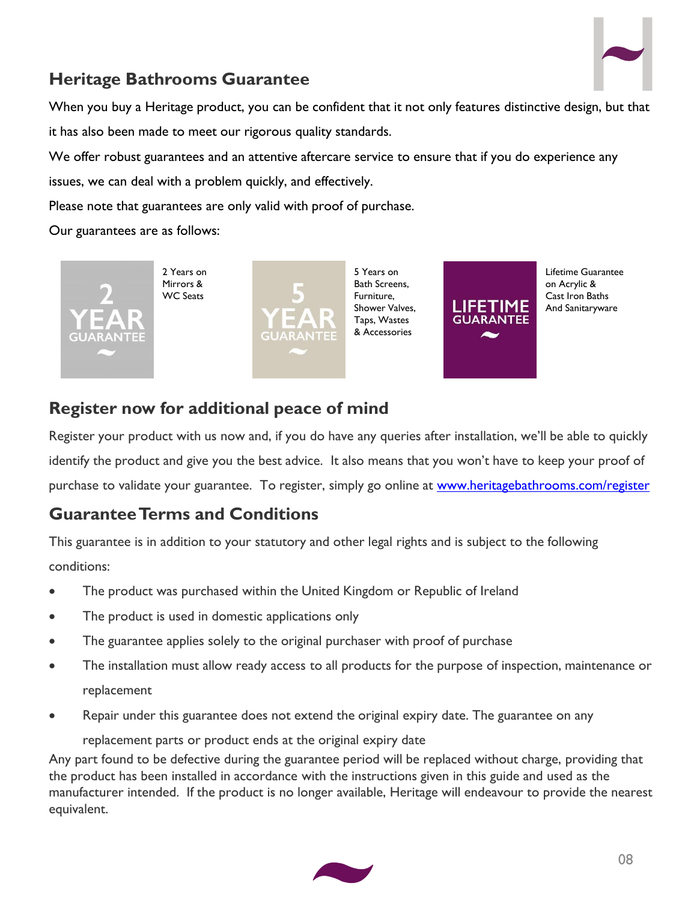## Heritage Bathrooms Guarantee

When you buy a Heritage product, you can be confident that it not only features distinctive design, but that it has also been made to meet our rigorous quality standards.

We offer robust guarantees and an attentive aftercare service to ensure that if you do experience any issues, we can deal with a problem quickly, and effectively.

Please note that guarantees are only valid with proof of purchase.

Our guarantees are as follows:

2 YEAR GUARANTEE

2 Years on Mirrors & WC Seats

5 YEAR GUARANTEE

5 Years on Bath Screens, Furniture, Shower Valves, Taps, Wastes & Accessories

LIFETIME GUARANTEE

Lifetime Guarantee on Acrylic & Cast Iron Baths And Sanitaryware

## Register now for additional peace of mind

Register your product with us now and, if you do have any queries after installation, we'll be able to quickly identify the product and give you the best advice. It also means that you won't have to keep your proof of purchase to validate your guarantee. To register, simply go online at www.heritagebathrooms.com/register

## Guarantee Terms and Conditions

This guarantee is in addition to your statutory and other legal rights and is subject to the following conditions:

- The product was purchased within the United Kingdom or Republic of Ireland
- The product is used in domestic applications only
- The guarantee applies solely to the original purchaser with proof of purchase
- The installation must allow ready access to all products for the purpose of inspection, maintenance or replacement
- Repair under this guarantee does not extend the original expiry date. The guarantee on any replacement parts or product ends at the original expiry date

Any part found to be defective during the guarantee period will be replaced without charge, providing that the product has been installed in accordance with the instructions given in this guide and used as the manufacturer intended. If the product is no longer available, Heritage will endeavour to provide the nearest equivalent.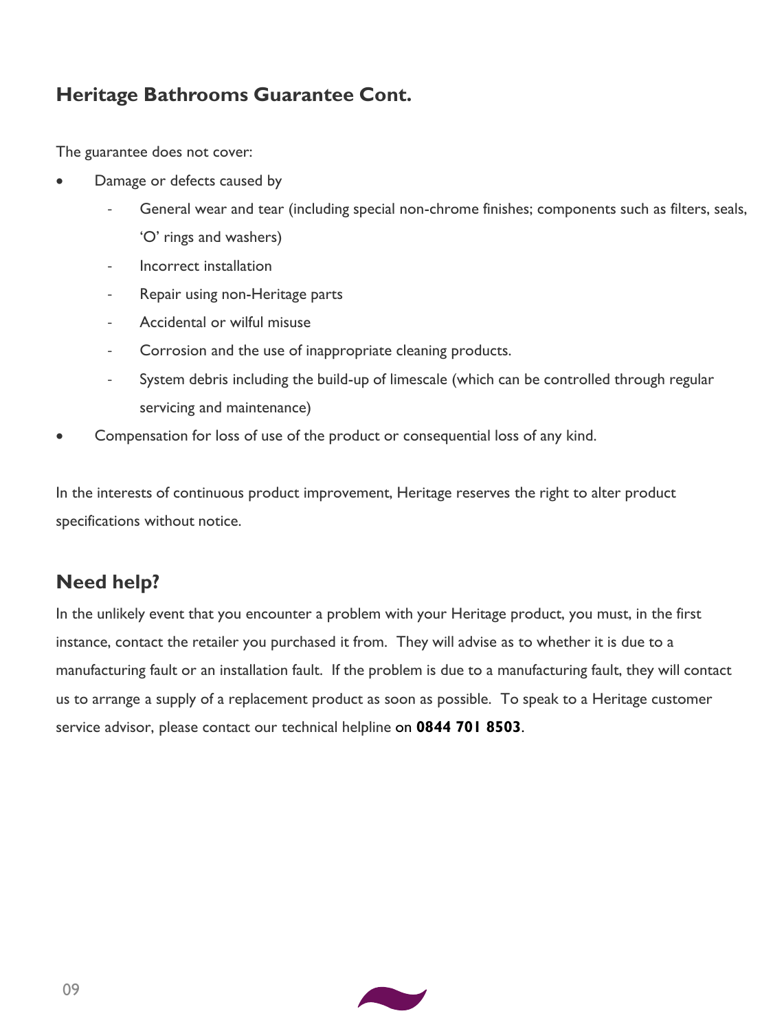## Heritage Bathrooms Guarantee Cont.

The guarantee does not cover:

- Damage or defects caused by
  - General wear and tear (including special non-chrome finishes; components such as filters, seals, 'O' rings and washers)
  - Incorrect installation
  - Repair using non-Heritage parts
  - Accidental or wilful misuse
  - Corrosion and the use of inappropriate cleaning products.
  - System debris including the build-up of limescale (which can be controlled through regular servicing and maintenance)
- Compensation for loss of use of the product or consequential loss of any kind.

In the interests of continuous product improvement, Heritage reserves the right to alter product specifications without notice.

## Need help?

In the unlikely event that you encounter a problem with your Heritage product, you must, in the first instance, contact the retailer you purchased it from. They will advise as to whether it is due to a manufacturing fault or an installation fault. If the problem is due to a manufacturing fault, they will contact us to arrange a supply of a replacement product as soon as possible. To speak to a Heritage customer service advisor, please contact our technical helpline on **0844 701 8503**.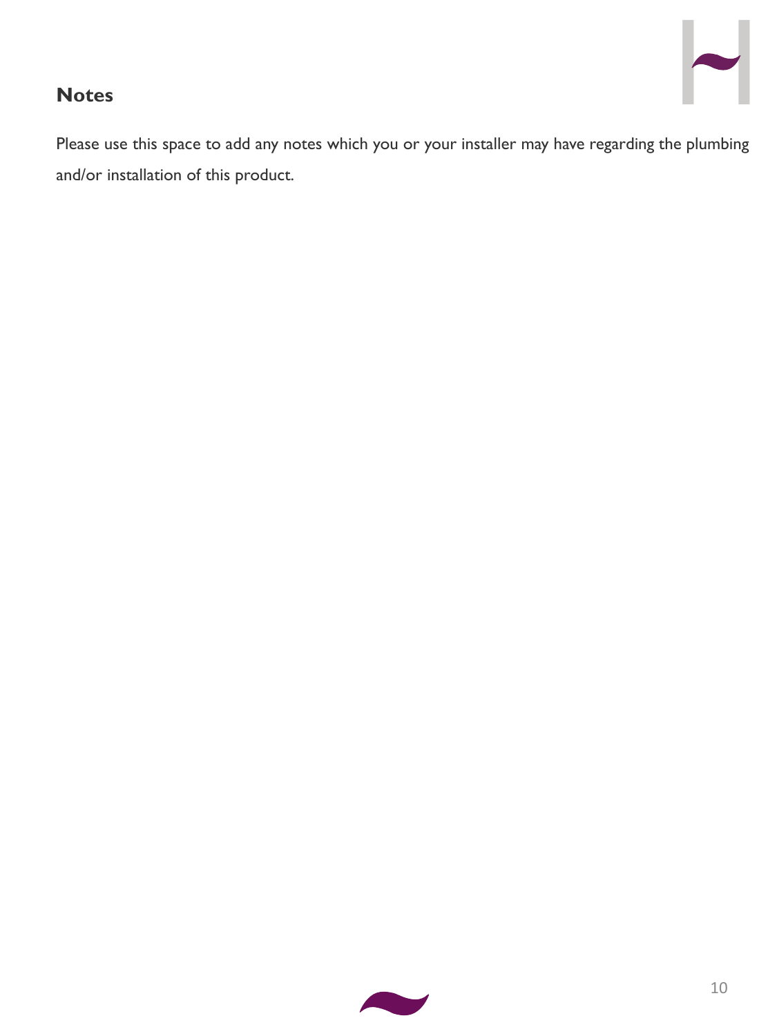## Notes

Please use this space to add any notes which you or your installer may have regarding the plumbing and/or installation of this product.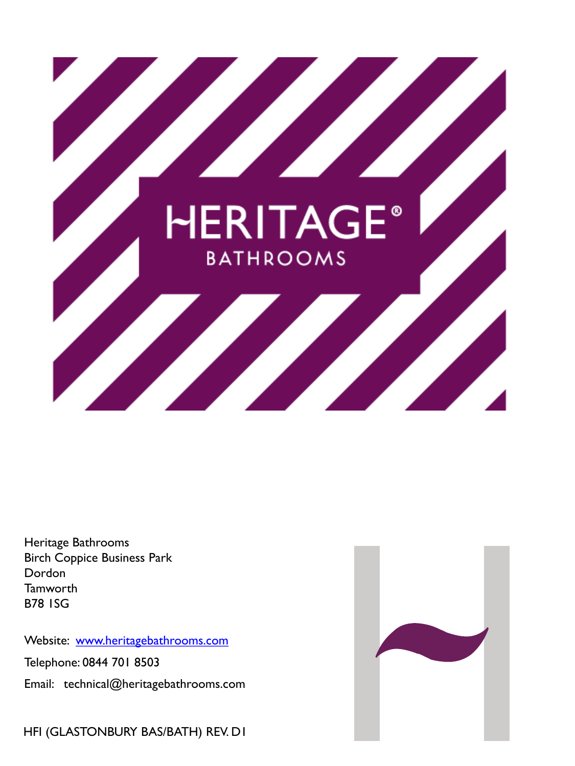HERITAGE®

BATHROOMS

Heritage Bathrooms
Birch Coppice Business Park
Dordon
Tamworth
B78 1SG

Website: [www.heritagebathrooms.com](http://www.heritagebathrooms.com)

Telephone: 0844 701 8503

Email: technical@heritagebathrooms.com

HFI (GLASTONBURY BAS/BATH) REV. D1